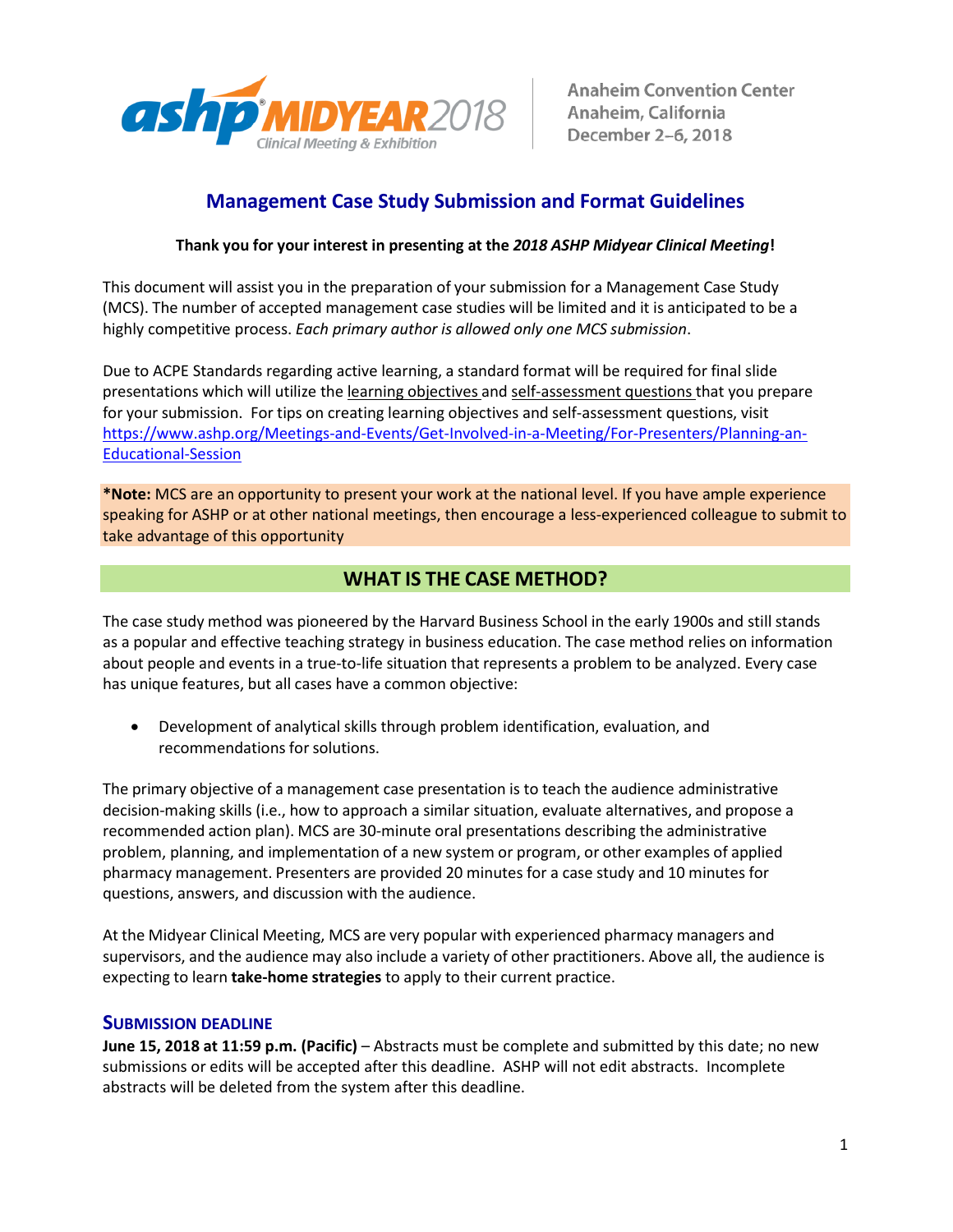ashp® MIDYEAR 2018 Clinical Meeting & Exhibition

Anaheim Convention Center
Anaheim, California
December 2–6, 2018

# Management Case Study Submission and Format Guidelines

**Thank you for your interest in presenting at the *2018 ASHP Midyear Clinical Meeting*!**

This document will assist you in the preparation of your submission for a Management Case Study (MCS). The number of accepted management case studies will be limited and it is anticipated to be a highly competitive process. *Each primary author is allowed only one MCS submission*.

Due to ACPE Standards regarding active learning, a standard format will be required for final slide presentations which will utilize the learning objectives and self-assessment questions that you prepare for your submission. For tips on creating learning objectives and self-assessment questions, visit https://www.ashp.org/Meetings-and-Events/Get-Involved-in-a-Meeting/For-Presenters/Planning-an-Educational-Session

***Note:** MCS are an opportunity to present your work at the national level. If you have ample experience speaking for ASHP or at other national meetings, then encourage a less-experienced colleague to submit to take advantage of this opportunity

## WHAT IS THE CASE METHOD?

The case study method was pioneered by the Harvard Business School in the early 1900s and still stands as a popular and effective teaching strategy in business education. The case method relies on information about people and events in a true-to-life situation that represents a problem to be analyzed. Every case has unique features, but all cases have a common objective:

- Development of analytical skills through problem identification, evaluation, and recommendations for solutions.

The primary objective of a management case presentation is to teach the audience administrative decision-making skills (i.e., how to approach a similar situation, evaluate alternatives, and propose a recommended action plan). MCS are 30-minute oral presentations describing the administrative problem, planning, and implementation of a new system or program, or other examples of applied pharmacy management. Presenters are provided 20 minutes for a case study and 10 minutes for questions, answers, and discussion with the audience.

At the Midyear Clinical Meeting, MCS are very popular with experienced pharmacy managers and supervisors, and the audience may also include a variety of other practitioners. Above all, the audience is expecting to learn **take-home strategies** to apply to their current practice.

### SUBMISSION DEADLINE

**June 15, 2018 at 11:59 p.m. (Pacific)** – Abstracts must be complete and submitted by this date; no new submissions or edits will be accepted after this deadline. ASHP will not edit abstracts. Incomplete abstracts will be deleted from the system after this deadline.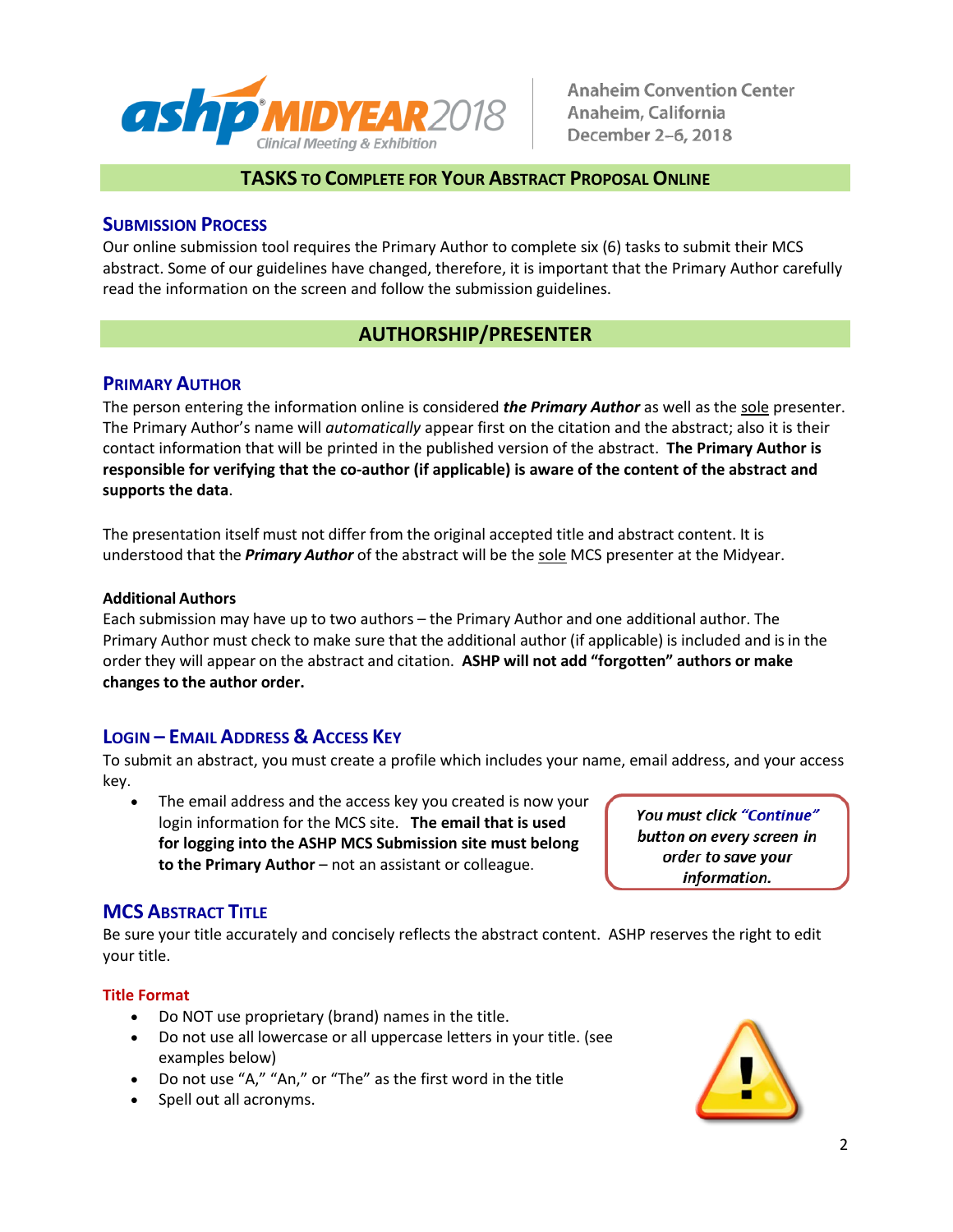## TASKS TO COMPLETE FOR YOUR ABSTRACT PROPOSAL ONLINE

### SUBMISSION PROCESS

Our online submission tool requires the Primary Author to complete six (6) tasks to submit their MCS abstract. Some of our guidelines have changed, therefore, it is important that the Primary Author carefully read the information on the screen and follow the submission guidelines.

## AUTHORSHIP/PRESENTER

### PRIMARY AUTHOR

The person entering the information online is considered ***the Primary Author*** as well as the sole presenter. The Primary Author's name will *automatically* appear first on the citation and the abstract; also it is their contact information that will be printed in the published version of the abstract. **The Primary Author is responsible for verifying that the co-author (if applicable) is aware of the content of the abstract and supports the data**.

The presentation itself must not differ from the original accepted title and abstract content. It is understood that the ***Primary Author*** of the abstract will be the sole MCS presenter at the Midyear.

**Additional Authors**

Each submission may have up to two authors – the Primary Author and one additional author. The Primary Author must check to make sure that the additional author (if applicable) is included and is in the order they will appear on the abstract and citation. **ASHP will not add "forgotten" authors or make changes to the author order.**

### LOGIN – EMAIL ADDRESS & ACCESS KEY

To submit an abstract, you must create a profile which includes your name, email address, and your access key.

- The email address and the access key you created is now your login information for the MCS site. **The email that is used for logging into the ASHP MCS Submission site must belong to the Primary Author** – not an assistant or colleague.

*You must click "Continue" button on every screen in order to save your information.*

### MCS ABSTRACT TITLE

Be sure your title accurately and concisely reflects the abstract content. ASHP reserves the right to edit your title.

**Title Format**

- Do NOT use proprietary (brand) names in the title.
- Do not use all lowercase or all uppercase letters in your title. (see examples below)
- Do not use "A," "An," or "The" as the first word in the title
- Spell out all acronyms.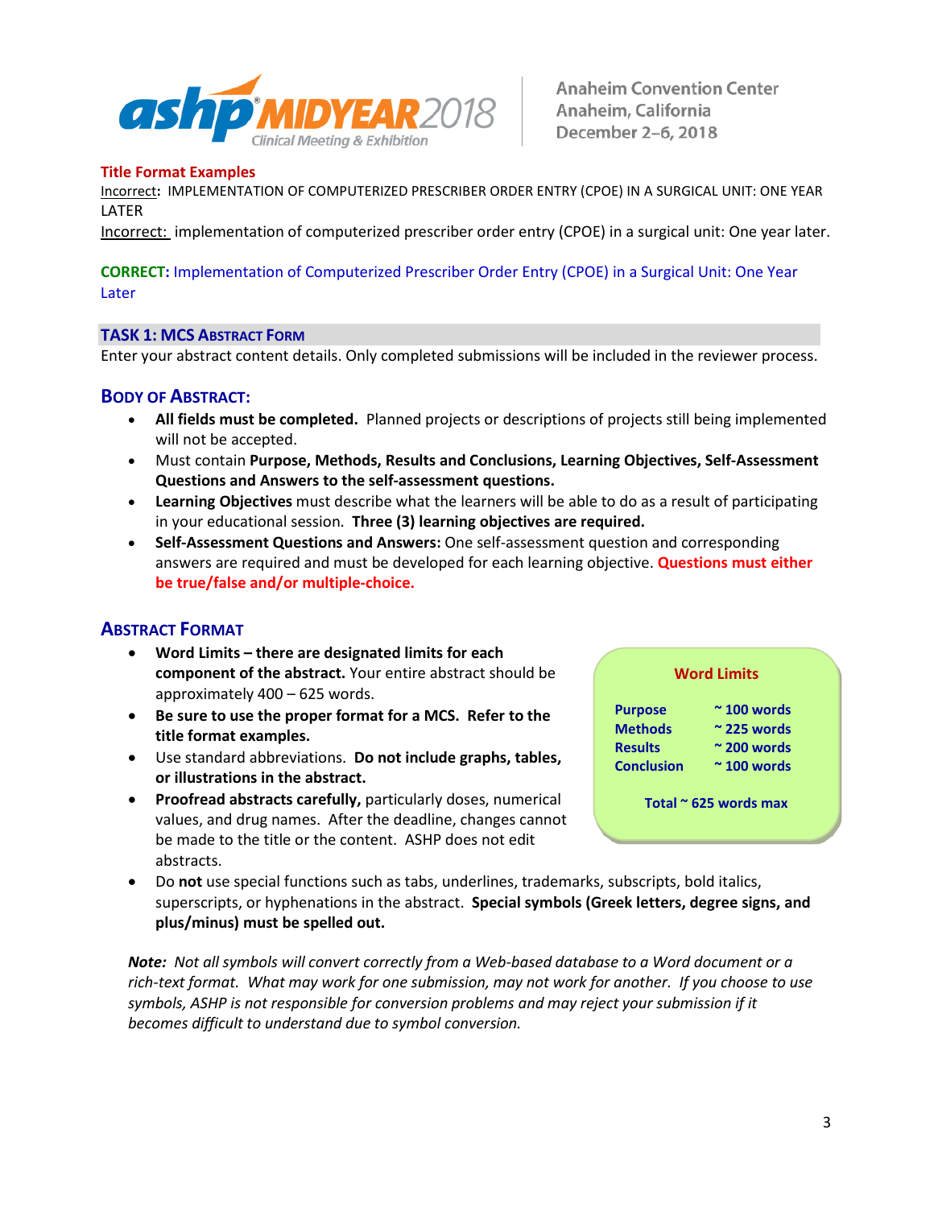**Title Format Examples**

Incorrect: IMPLEMENTATION OF COMPUTERIZED PRESCRIBER ORDER ENTRY (CPOE) IN A SURGICAL UNIT: ONE YEAR LATER

Incorrect: implementation of computerized prescriber order entry (CPOE) in a surgical unit: One year later.

**CORRECT:** Implementation of Computerized Prescriber Order Entry (CPOE) in a Surgical Unit: One Year Later

## TASK 1: MCS Abstract Form

Enter your abstract content details. Only completed submissions will be included in the reviewer process.

### Body of Abstract:

- **All fields must be completed.** Planned projects or descriptions of projects still being implemented will not be accepted.
- Must contain **Purpose, Methods, Results and Conclusions, Learning Objectives, Self-Assessment Questions and Answers to the self-assessment questions.**
- **Learning Objectives** must describe what the learners will be able to do as a result of participating in your educational session. **Three (3) learning objectives are required.**
- **Self-Assessment Questions and Answers:** One self-assessment question and corresponding answers are required and must be developed for each learning objective. **Questions must either be true/false and/or multiple-choice.**

### Abstract Format

- **Word Limits – there are designated limits for each component of the abstract.** Your entire abstract should be approximately 400 – 625 words.
- **Be sure to use the proper format for a MCS. Refer to the title format examples.**
- Use standard abbreviations. **Do not include graphs, tables, or illustrations in the abstract.**
- **Proofread abstracts carefully,** particularly doses, numerical values, and drug names. After the deadline, changes cannot be made to the title or the content. ASHP does not edit abstracts.
- Do **not** use special functions such as tabs, underlines, trademarks, subscripts, bold italics, superscripts, or hyphenations in the abstract. **Special symbols (Greek letters, degree signs, and plus/minus) must be spelled out.**

**Word Limits**

| Section | Limit |
|---|---|
| Purpose | ~ 100 words |
| Methods | ~ 225 words |
| Results | ~ 200 words |
| Conclusion | ~ 100 words |

**Total ~ 625 words max**

***Note:*** *Not all symbols will convert correctly from a Web-based database to a Word document or a rich-text format. What may work for one submission, may not work for another. If you choose to use symbols, ASHP is not responsible for conversion problems and may reject your submission if it becomes difficult to understand due to symbol conversion.*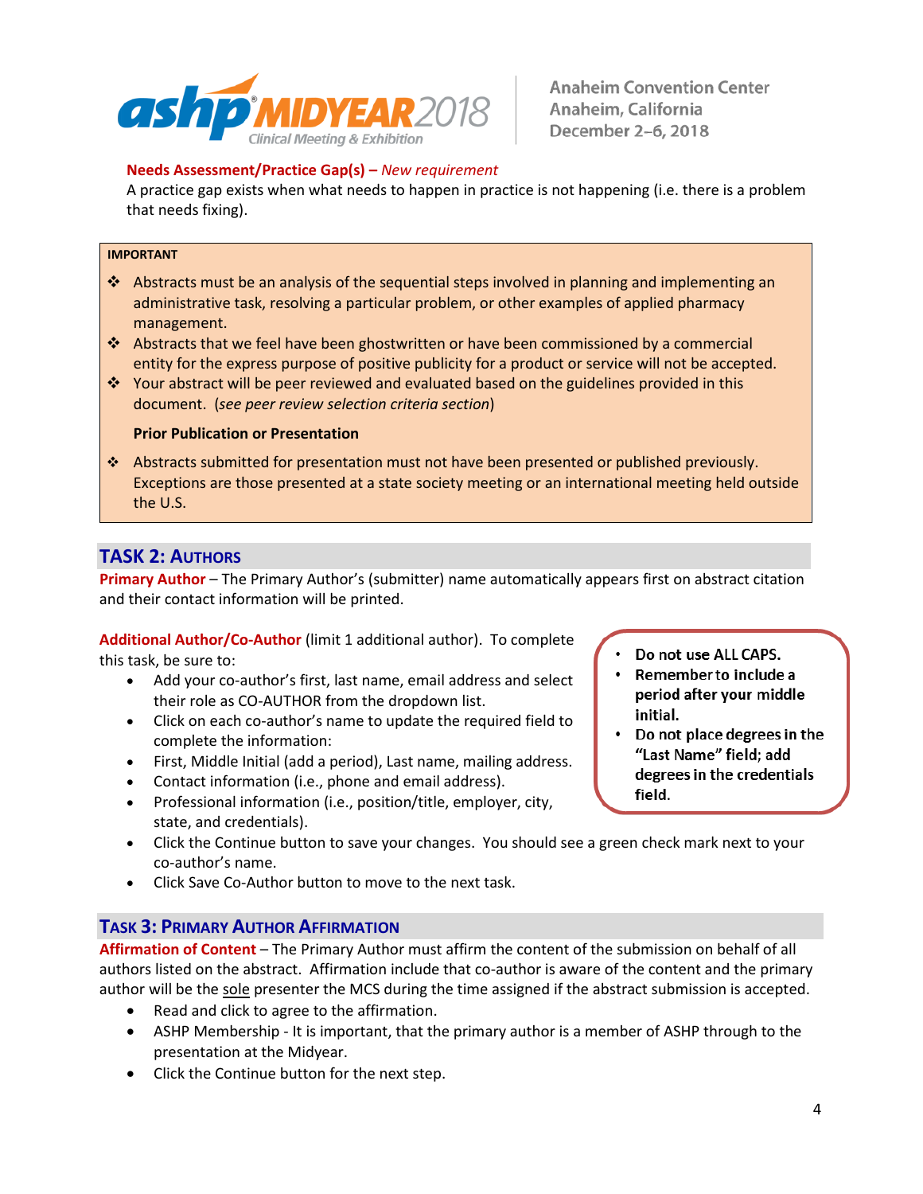**Needs Assessment/Practice Gap(s) –** *New requirement*

A practice gap exists when what needs to happen in practice is not happening (i.e. there is a problem that needs fixing).

> **IMPORTANT**
>
> - ❖ Abstracts must be an analysis of the sequential steps involved in planning and implementing an administrative task, resolving a particular problem, or other examples of applied pharmacy management.
> - ❖ Abstracts that we feel have been ghostwritten or have been commissioned by a commercial entity for the express purpose of positive publicity for a product or service will not be accepted.
> - ❖ Your abstract will be peer reviewed and evaluated based on the guidelines provided in this document. (*see peer review selection criteria section*)
>
> **Prior Publication or Presentation**
>
> - ❖ Abstracts submitted for presentation must not have been presented or published previously. Exceptions are those presented at a state society meeting or an international meeting held outside the U.S.

## TASK 2: AUTHORS

**Primary Author** – The Primary Author's (submitter) name automatically appears first on abstract citation and their contact information will be printed.

**Additional Author/Co-Author** (limit 1 additional author). To complete this task, be sure to:

- Add your co-author's first, last name, email address and select their role as CO-AUTHOR from the dropdown list.
- Click on each co-author's name to update the required field to complete the information:
- First, Middle Initial (add a period), Last name, mailing address.
- Contact information (i.e., phone and email address).
- Professional information (i.e., position/title, employer, city, state, and credentials).
- Click the Continue button to save your changes. You should see a green check mark next to your co-author's name.
- Click Save Co-Author button to move to the next task.

> - **Do not use ALL CAPS.**
> - **Remember to include a period after your middle initial.**
> - **Do not place degrees in the "Last Name" field; add degrees in the credentials field.**

## TASK 3: PRIMARY AUTHOR AFFIRMATION

**Affirmation of Content** – The Primary Author must affirm the content of the submission on behalf of all authors listed on the abstract. Affirmation include that co-author is aware of the content and the primary author will be the sole presenter the MCS during the time assigned if the abstract submission is accepted.

- Read and click to agree to the affirmation.
- ASHP Membership - It is important, that the primary author is a member of ASHP through to the presentation at the Midyear.
- Click the Continue button for the next step.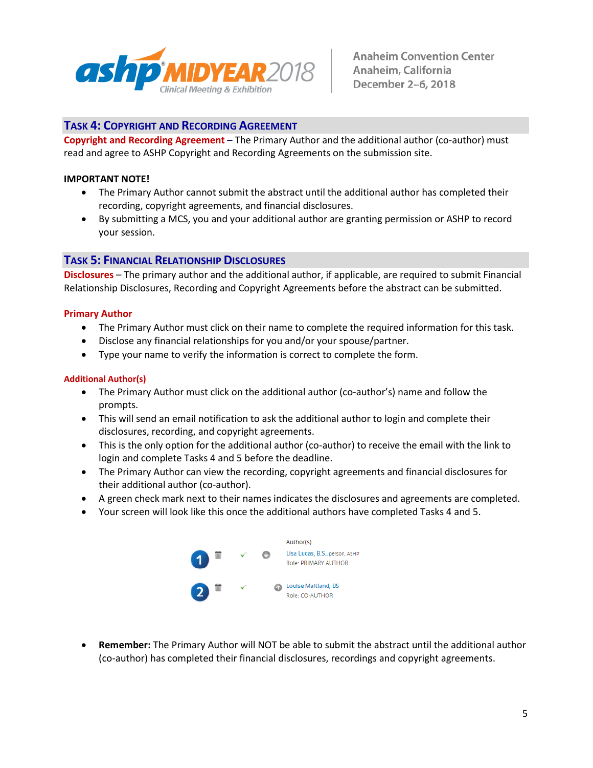## Task 4: Copyright and Recording Agreement

**Copyright and Recording Agreement** – The Primary Author and the additional author (co-author) must read and agree to ASHP Copyright and Recording Agreements on the submission site.

**IMPORTANT NOTE!**

- The Primary Author cannot submit the abstract until the additional author has completed their recording, copyright agreements, and financial disclosures.
- By submitting a MCS, you and your additional author are granting permission or ASHP to record your session.

## Task 5: Financial Relationship Disclosures

**Disclosures** – The primary author and the additional author, if applicable, are required to submit Financial Relationship Disclosures, Recording and Copyright Agreements before the abstract can be submitted.

### Primary Author

- The Primary Author must click on their name to complete the required information for this task.
- Disclose any financial relationships for you and/or your spouse/partner.
- Type your name to verify the information is correct to complete the form.

### Additional Author(s)

- The Primary Author must click on the additional author (co-author's) name and follow the prompts.
- This will send an email notification to ask the additional author to login and complete their disclosures, recording, and copyright agreements.
- This is the only option for the additional author (co-author) to receive the email with the link to login and complete Tasks 4 and 5 before the deadline.
- The Primary Author can view the recording, copyright agreements and financial disclosures for their additional author (co-author).
- A green check mark next to their names indicates the disclosures and agreements are completed.
- Your screen will look like this once the additional authors have completed Tasks 4 and 5.

Author(s)

1 ✓ Lisa Lucas, B.S., person, ASHP
Role: PRIMARY AUTHOR

2 ✓ Louise Maitland, BS
Role: CO-AUTHOR

- **Remember:** The Primary Author will NOT be able to submit the abstract until the additional author (co-author) has completed their financial disclosures, recordings and copyright agreements.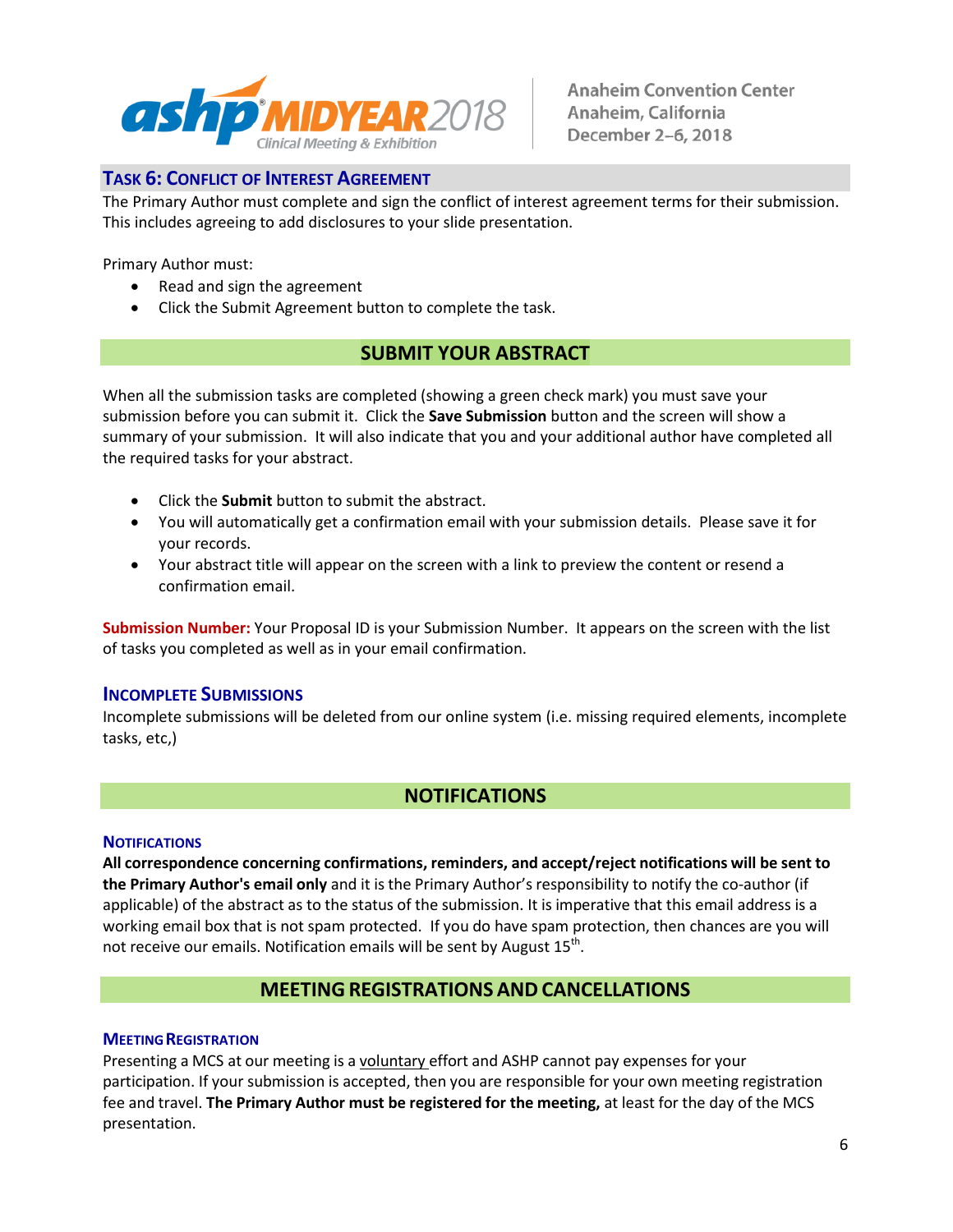## Task 6: Conflict of Interest Agreement

The Primary Author must complete and sign the conflict of interest agreement terms for their submission. This includes agreeing to add disclosures to your slide presentation.

Primary Author must:

- Read and sign the agreement
- Click the Submit Agreement button to complete the task.

## SUBMIT YOUR ABSTRACT

When all the submission tasks are completed (showing a green check mark) you must save your submission before you can submit it. Click the **Save Submission** button and the screen will show a summary of your submission. It will also indicate that you and your additional author have completed all the required tasks for your abstract.

- Click the **Submit** button to submit the abstract.
- You will automatically get a confirmation email with your submission details. Please save it for your records.
- Your abstract title will appear on the screen with a link to preview the content or resend a confirmation email.

**Submission Number:** Your Proposal ID is your Submission Number. It appears on the screen with the list of tasks you completed as well as in your email confirmation.

### Incomplete Submissions

Incomplete submissions will be deleted from our online system (i.e. missing required elements, incomplete tasks, etc,)

## NOTIFICATIONS

### Notifications

**All correspondence concerning confirmations, reminders, and accept/reject notifications will be sent to the Primary Author's email only** and it is the Primary Author's responsibility to notify the co-author (if applicable) of the abstract as to the status of the submission. It is imperative that this email address is a working email box that is not spam protected. If you do have spam protection, then chances are you will not receive our emails. Notification emails will be sent by August 15th.

## MEETING REGISTRATIONS AND CANCELLATIONS

### Meeting Registration

Presenting a MCS at our meeting is a voluntary effort and ASHP cannot pay expenses for your participation. If your submission is accepted, then you are responsible for your own meeting registration fee and travel. **The Primary Author must be registered for the meeting,** at least for the day of the MCS presentation.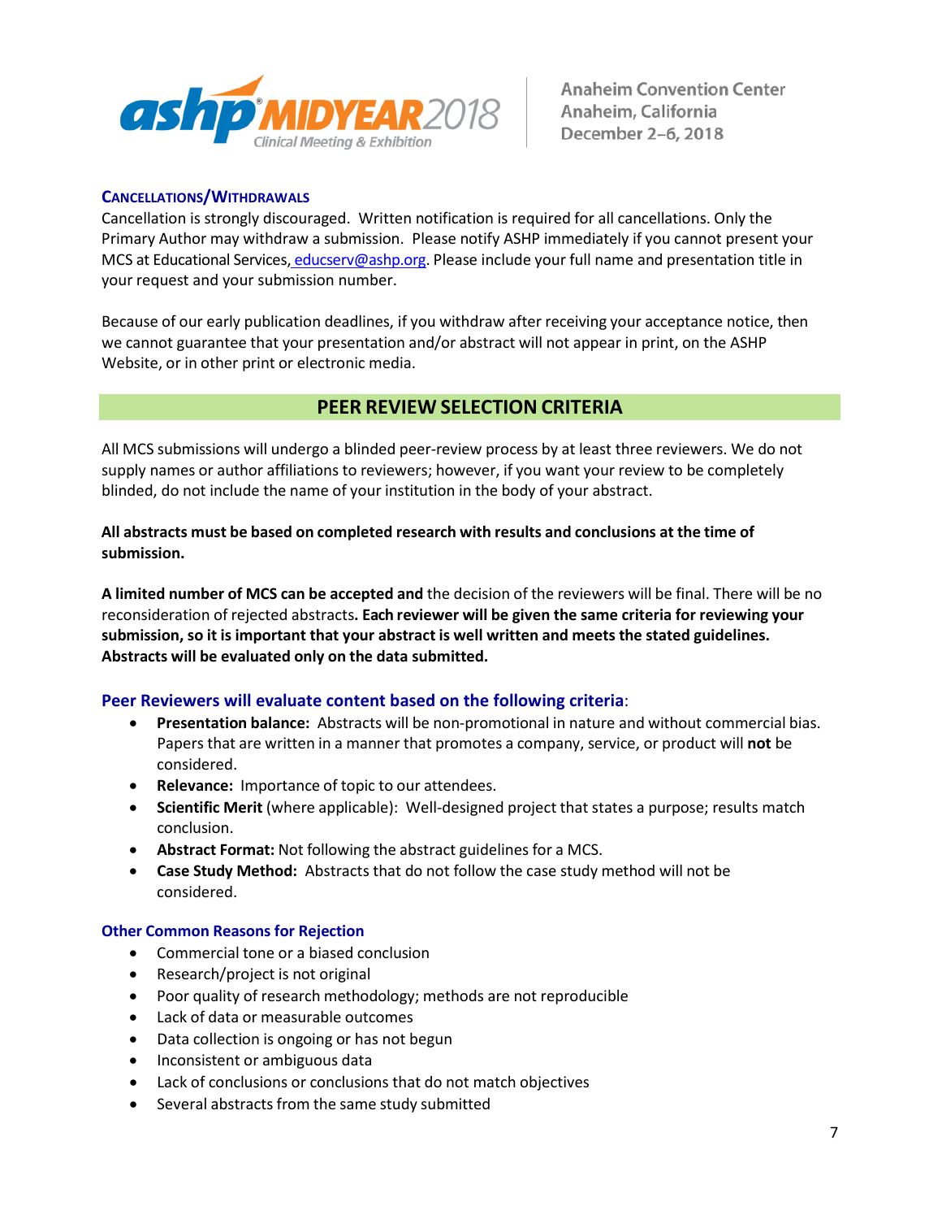## CANCELLATIONS/WITHDRAWALS

Cancellation is strongly discouraged. Written notification is required for all cancellations. Only the Primary Author may withdraw a submission. Please notify ASHP immediately if you cannot present your MCS at Educational Services, educserv@ashp.org. Please include your full name and presentation title in your request and your submission number.

Because of our early publication deadlines, if you withdraw after receiving your acceptance notice, then we cannot guarantee that your presentation and/or abstract will not appear in print, on the ASHP Website, or in other print or electronic media.

## PEER REVIEW SELECTION CRITERIA

All MCS submissions will undergo a blinded peer-review process by at least three reviewers. We do not supply names or author affiliations to reviewers; however, if you want your review to be completely blinded, do not include the name of your institution in the body of your abstract.

**All abstracts must be based on completed research with results and conclusions at the time of submission.**

**A limited number of MCS can be accepted and** the decision of the reviewers will be final. There will be no reconsideration of rejected abstracts**. Each reviewer will be given the same criteria for reviewing your submission, so it is important that your abstract is well written and meets the stated guidelines. Abstracts will be evaluated only on the data submitted.**

### Peer Reviewers will evaluate content based on the following criteria:

- **Presentation balance:** Abstracts will be non-promotional in nature and without commercial bias. Papers that are written in a manner that promotes a company, service, or product will **not** be considered.
- **Relevance:** Importance of topic to our attendees.
- **Scientific Merit** (where applicable): Well-designed project that states a purpose; results match conclusion.
- **Abstract Format:** Not following the abstract guidelines for a MCS.
- **Case Study Method:** Abstracts that do not follow the case study method will not be considered.

### Other Common Reasons for Rejection

- Commercial tone or a biased conclusion
- Research/project is not original
- Poor quality of research methodology; methods are not reproducible
- Lack of data or measurable outcomes
- Data collection is ongoing or has not begun
- Inconsistent or ambiguous data
- Lack of conclusions or conclusions that do not match objectives
- Several abstracts from the same study submitted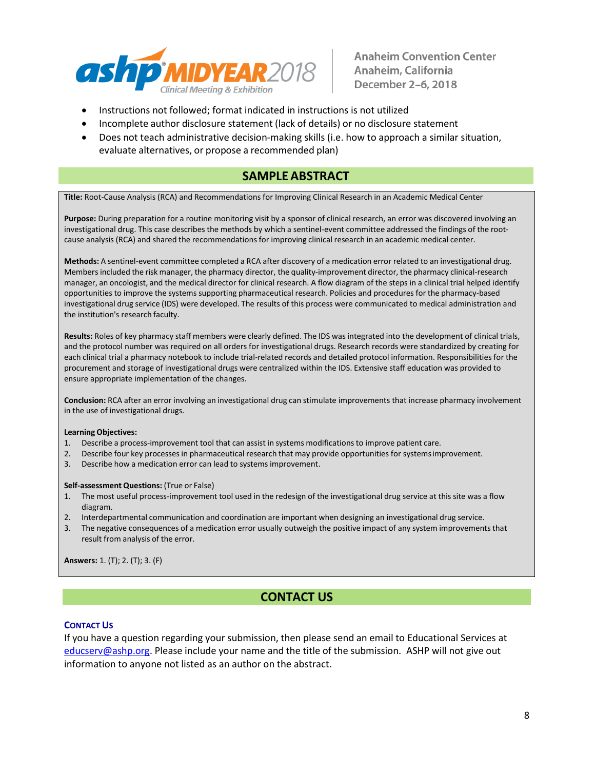- Instructions not followed; format indicated in instructions is not utilized
- Incomplete author disclosure statement (lack of details) or no disclosure statement
- Does not teach administrative decision-making skills (i.e. how to approach a similar situation, evaluate alternatives, or propose a recommended plan)

## SAMPLE ABSTRACT

**Title:** Root-Cause Analysis (RCA) and Recommendations for Improving Clinical Research in an Academic Medical Center

**Purpose:** During preparation for a routine monitoring visit by a sponsor of clinical research, an error was discovered involving an investigational drug. This case describes the methods by which a sentinel-event committee addressed the findings of the root-cause analysis (RCA) and shared the recommendations for improving clinical research in an academic medical center.

**Methods:** A sentinel-event committee completed a RCA after discovery of a medication error related to an investigational drug. Members included the risk manager, the pharmacy director, the quality-improvement director, the pharmacy clinical-research manager, an oncologist, and the medical director for clinical research. A flow diagram of the steps in a clinical trial helped identify opportunities to improve the systems supporting pharmaceutical research. Policies and procedures for the pharmacy-based investigational drug service (IDS) were developed. The results of this process were communicated to medical administration and the institution's research faculty.

**Results:** Roles of key pharmacy staff members were clearly defined. The IDS was integrated into the development of clinical trials, and the protocol number was required on all orders for investigational drugs. Research records were standardized by creating for each clinical trial a pharmacy notebook to include trial-related records and detailed protocol information. Responsibilities for the procurement and storage of investigational drugs were centralized within the IDS. Extensive staff education was provided to ensure appropriate implementation of the changes.

**Conclusion:** RCA after an error involving an investigational drug can stimulate improvements that increase pharmacy involvement in the use of investigational drugs.

**Learning Objectives:**

1. Describe a process-improvement tool that can assist in systems modifications to improve patient care.
2. Describe four key processes in pharmaceutical research that may provide opportunities for systems improvement.
3. Describe how a medication error can lead to systems improvement.

**Self-assessment Questions:** (True or False)

1. The most useful process-improvement tool used in the redesign of the investigational drug service at this site was a flow diagram.
2. Interdepartmental communication and coordination are important when designing an investigational drug service.
3. The negative consequences of a medication error usually outweigh the positive impact of any system improvements that result from analysis of the error.

**Answers:** 1. (T); 2. (T); 3. (F)

## CONTACT US

### Contact Us

If you have a question regarding your submission, then please send an email to Educational Services at educserv@ashp.org. Please include your name and the title of the submission. ASHP will not give out information to anyone not listed as an author on the abstract.